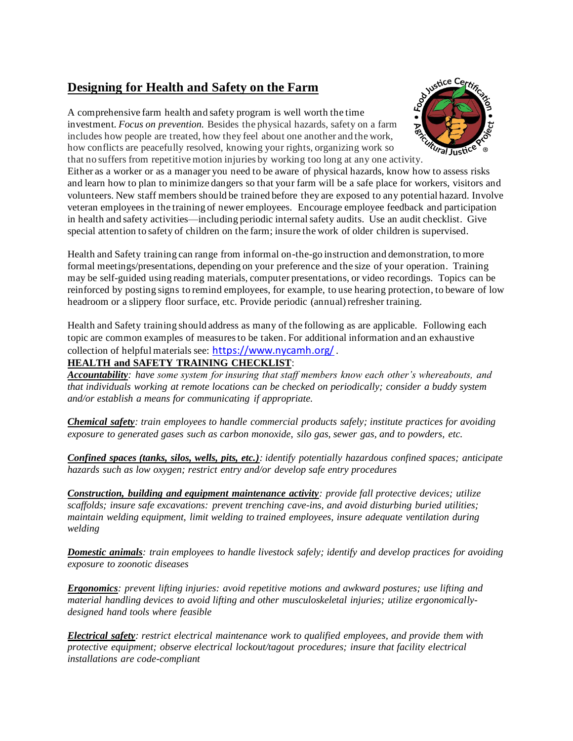# Designing for Health and Safety on the Farm

A comprehensive farm health and safety program is well worth the time investment. *Focus on prevention.* Besides the physical hazards, safety on a farm includes how people are treated, how they feel about one another and the work, how conflicts are peacefully resolved, knowing your rights, organizing work so that no suffers from repetitive motion injuries by working too long at any one activity. Either as a worker or as a manager you need to be aware of physical hazards, know how to assess risks and learn how to plan to minimize dangers so that your farm will be a safe place for workers, visitors and volunteers. New staff members should be trained before they are exposed to any potential hazard. Involve veteran employees in the training of newer employees. Encourage employee feedback and participation in health and safety activities—including periodic internal safety audits. Use an audit checklist. Give special attention to safety of children on the farm; insure the work of older children is supervised.

Health and Safety training can range from informal on-the-go instruction and demonstration, to more formal meetings/presentations, depending on your preference and the size of your operation. Training may be self-guided using reading materials, computer presentations, or video recordings. Topics can be reinforced by posting signs to remind employees, for example, to use hearing protection, to beware of low headroom or a slippery floor surface, etc. Provide periodic (annual) refresher training.

Health and Safety training should address as many of the following as are applicable. Following each topic are common examples of measures to be taken. For additional information and an exhaustive collection of helpful materials see: https://www.nycamh.org/ .

**HEALTH and SAFETY TRAINING CHECKLIST**:

***Accountability****: have some system for insuring that staff members know each other's whereabouts, and that individuals working at remote locations can be checked on periodically; consider a buddy system and/or establish a means for communicating if appropriate.*

***Chemical safety****: train employees to handle commercial products safely; institute practices for avoiding exposure to generated gases such as carbon monoxide, silo gas, sewer gas, and to powders, etc.*

***Confined spaces (tanks, silos, wells, pits, etc.)****: identify potentially hazardous confined spaces; anticipate hazards such as low oxygen; restrict entry and/or develop safe entry procedures*

***Construction, building and equipment maintenance activity****: provide fall protective devices; utilize scaffolds; insure safe excavations: prevent trenching cave-ins, and avoid disturbing buried utilities; maintain welding equipment, limit welding to trained employees, insure adequate ventilation during welding*

***Domestic animals****: train employees to handle livestock safely; identify and develop practices for avoiding exposure to zoonotic diseases*

***Ergonomics****: prevent lifting injuries: avoid repetitive motions and awkward postures; use lifting and material handling devices to avoid lifting and other musculoskeletal injuries; utilize ergonomically-designed hand tools where feasible*

***Electrical safety****: restrict electrical maintenance work to qualified employees, and provide them with protective equipment; observe electrical lockout/tagout procedures; insure that facility electrical installations are code-compliant*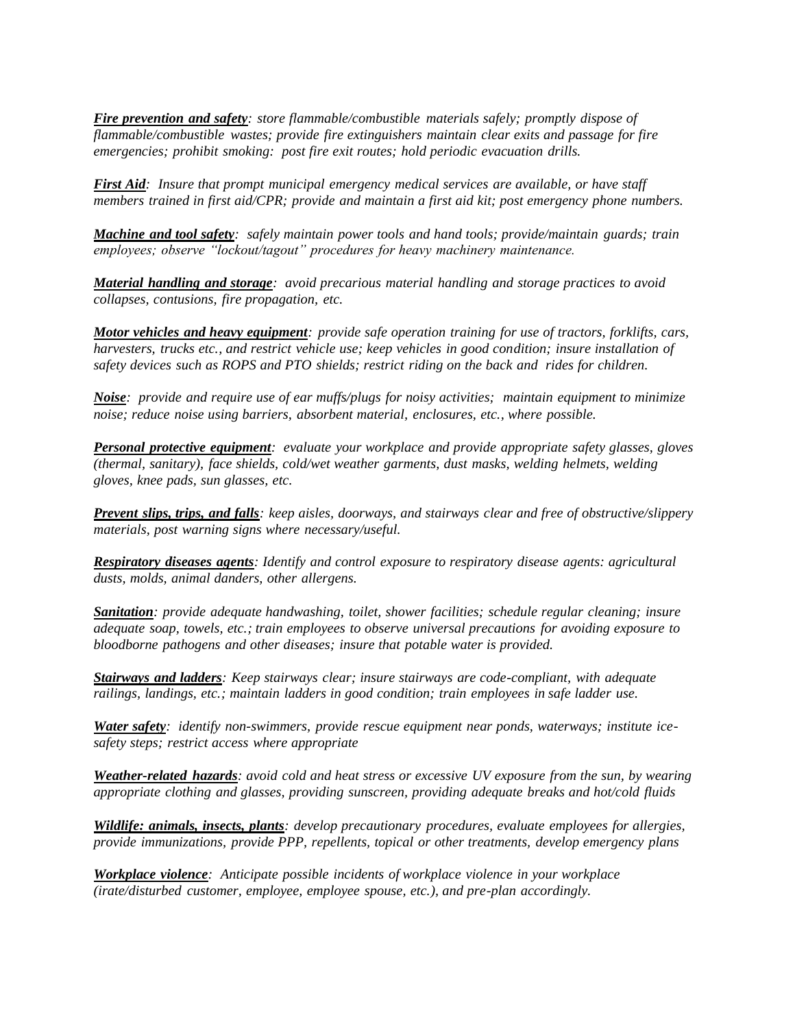***Fire prevention and safety**: store flammable/combustible materials safely; promptly dispose of flammable/combustible wastes; provide fire extinguishers maintain clear exits and passage for fire emergencies; prohibit smoking: post fire exit routes; hold periodic evacuation drills.*

***First Aid**: Insure that prompt municipal emergency medical services are available, or have staff members trained in first aid/CPR; provide and maintain a first aid kit; post emergency phone numbers.*

***Machine and tool safety**: safely maintain power tools and hand tools; provide/maintain guards; train employees; observe "lockout/tagout" procedures for heavy machinery maintenance.*

***Material handling and storage**: avoid precarious material handling and storage practices to avoid collapses, contusions, fire propagation, etc.*

***Motor vehicles and heavy equipment**: provide safe operation training for use of tractors, forklifts, cars, harvesters, trucks etc., and restrict vehicle use; keep vehicles in good condition; insure installation of safety devices such as ROPS and PTO shields; restrict riding on the back and rides for children.*

***Noise**: provide and require use of ear muffs/plugs for noisy activities; maintain equipment to minimize noise; reduce noise using barriers, absorbent material, enclosures, etc., where possible.*

***Personal protective equipment**: evaluate your workplace and provide appropriate safety glasses, gloves (thermal, sanitary), face shields, cold/wet weather garments, dust masks, welding helmets, welding gloves, knee pads, sun glasses, etc.*

***Prevent slips, trips, and falls**: keep aisles, doorways, and stairways clear and free of obstructive/slippery materials, post warning signs where necessary/useful.*

***Respiratory diseases agents**: Identify and control exposure to respiratory disease agents: agricultural dusts, molds, animal danders, other allergens.*

***Sanitation**: provide adequate handwashing, toilet, shower facilities; schedule regular cleaning; insure adequate soap, towels, etc.; train employees to observe universal precautions for avoiding exposure to bloodborne pathogens and other diseases; insure that potable water is provided.*

***Stairways and ladders**: Keep stairways clear; insure stairways are code-compliant, with adequate railings, landings, etc.; maintain ladders in good condition; train employees in safe ladder use.*

***Water safety**: identify non-swimmers, provide rescue equipment near ponds, waterways; institute ice-safety steps; restrict access where appropriate*

***Weather-related hazards**: avoid cold and heat stress or excessive UV exposure from the sun, by wearing appropriate clothing and glasses, providing sunscreen, providing adequate breaks and hot/cold fluids*

***Wildlife: animals, insects, plants**: develop precautionary procedures, evaluate employees for allergies, provide immunizations, provide PPP, repellents, topical or other treatments, develop emergency plans*

***Workplace violence**: Anticipate possible incidents of workplace violence in your workplace (irate/disturbed customer, employee, employee spouse, etc.), and pre-plan accordingly.*